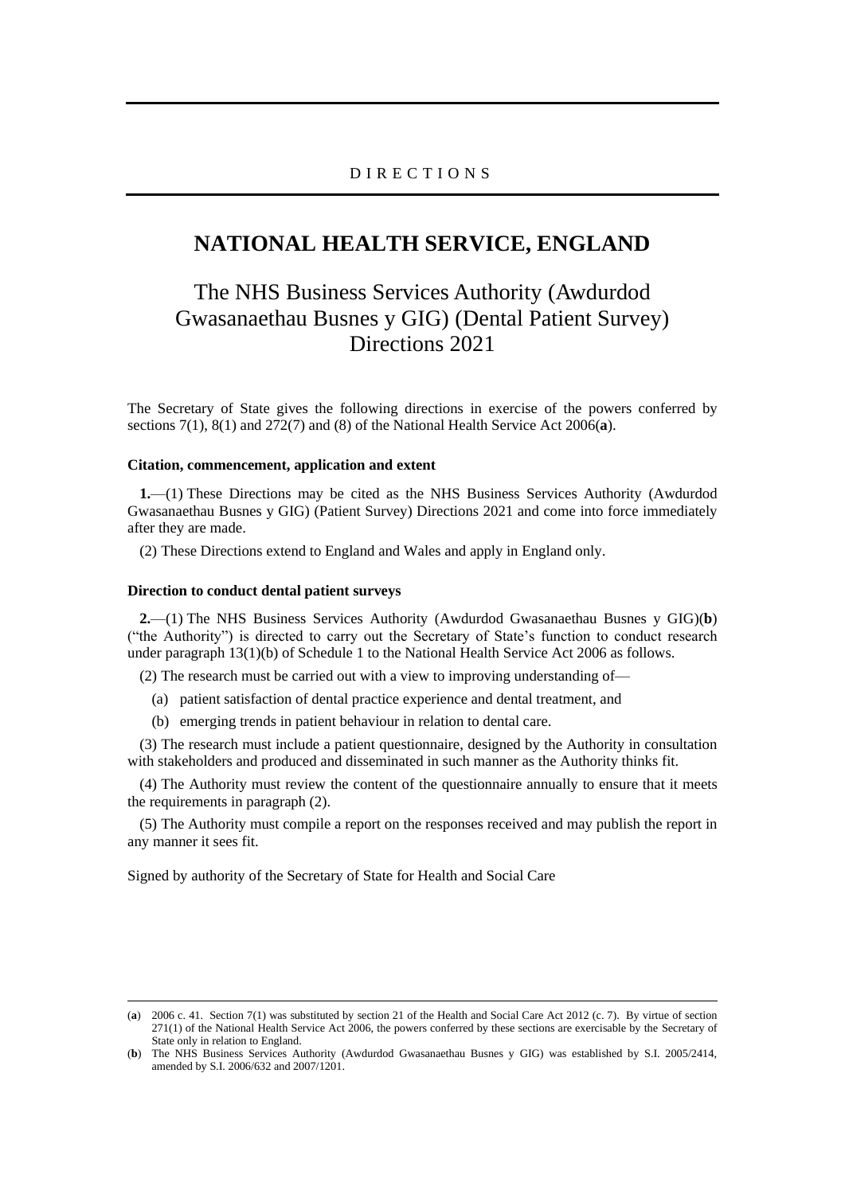DIRECTIONS

# NATIONAL HEALTH SERVICE, ENGLAND

## The NHS Business Services Authority (Awdurdod Gwasanaethau Busnes y GIG) (Dental Patient Survey) Directions 2021

The Secretary of State gives the following directions in exercise of the powers conferred by sections 7(1), 8(1) and 272(7) and (8) of the National Health Service Act 2006(**a**).

### Citation, commencement, application and extent

**1.**—(1) These Directions may be cited as the NHS Business Services Authority (Awdurdod Gwasanaethau Busnes y GIG) (Patient Survey) Directions 2021 and come into force immediately after they are made.

(2) These Directions extend to England and Wales and apply in England only.

### Direction to conduct dental patient surveys

**2.**—(1) The NHS Business Services Authority (Awdurdod Gwasanaethau Busnes y GIG)(**b**) ("the Authority") is directed to carry out the Secretary of State's function to conduct research under paragraph 13(1)(b) of Schedule 1 to the National Health Service Act 2006 as follows.

(2) The research must be carried out with a view to improving understanding of—

(a) patient satisfaction of dental practice experience and dental treatment, and

(b) emerging trends in patient behaviour in relation to dental care.

(3) The research must include a patient questionnaire, designed by the Authority in consultation with stakeholders and produced and disseminated in such manner as the Authority thinks fit.

(4) The Authority must review the content of the questionnaire annually to ensure that it meets the requirements in paragraph (2).

(5) The Authority must compile a report on the responses received and may publish the report in any manner it sees fit.

Signed by authority of the Secretary of State for Health and Social Care

---

(**a**) 2006 c. 41. Section 7(1) was substituted by section 21 of the Health and Social Care Act 2012 (c. 7). By virtue of section 271(1) of the National Health Service Act 2006, the powers conferred by these sections are exercisable by the Secretary of State only in relation to England.

(**b**) The NHS Business Services Authority (Awdurdod Gwasanaethau Busnes y GIG) was established by S.I. 2005/2414, amended by S.I. 2006/632 and 2007/1201.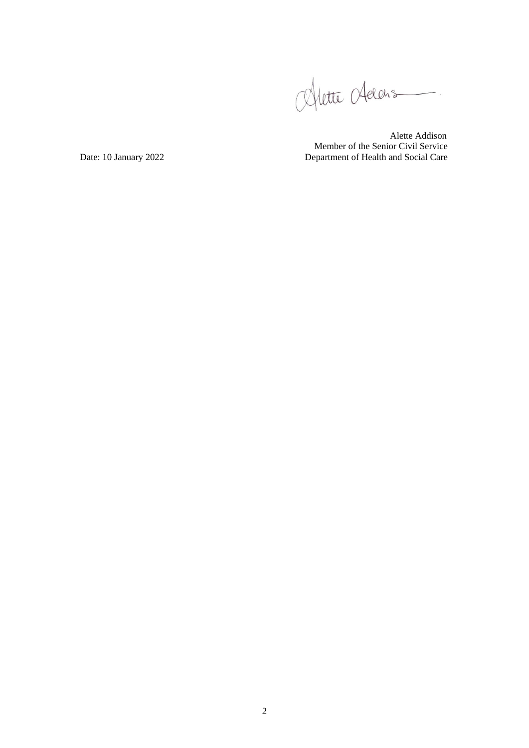Alette Addison
Member of the Senior Civil Service
Department of Health and Social Care

Date: 10 January 2022